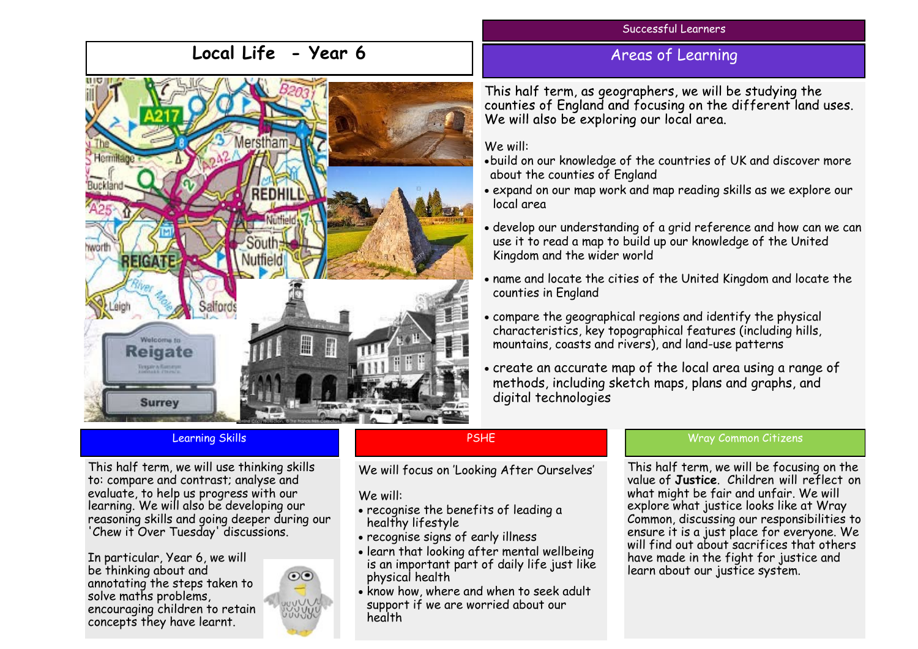# Local Life - Year 6

## Successful Learners

### Areas of Learning

This half term, as geographers, we will be studying the counties of England and focusing on the different land uses. We will also be exploring our local area.

We will:

- build on our knowledge of the countries of UK and discover more about the counties of England
- expand on our map work and map reading skills as we explore our local area
- develop our understanding of a grid reference and how can we can use it to read a map to build up our knowledge of the United Kingdom and the wider world
- name and locate the cities of the United Kingdom and locate the counties in England
- compare the geographical regions and identify the physical characteristics, key topographical features (including hills, mountains, coasts and rivers), and land-use patterns
- create an accurate map of the local area using a range of methods, including sketch maps, plans and graphs, and digital technologies

## Learning Skills

This half term, we will use thinking skills to: compare and contrast; analyse and evaluate, to help us progress with our learning. We will also be developing our reasoning skills and going deeper during our 'Chew it Over Tuesday' discussions.

In particular, Year 6, we will be thinking about and annotating the steps taken to solve maths problems, encouraging children to retain concepts they have learnt.

## PSHE

We will focus on 'Looking After Ourselves'

We will:

- recognise the benefits of leading a healthy lifestyle
- recognise signs of early illness
- learn that looking after mental wellbeing is an important part of daily life just like physical health
- know how, where and when to seek adult support if we are worried about our health

## Wray Common Citizens

This half term, we will be focusing on the value of **Justice**. Children will reflect on what might be fair and unfair. We will explore what justice looks like at Wray Common, discussing our responsibilities to ensure it is a just place for everyone. We will find out about sacrifices that others have made in the fight for justice and learn about our justice system.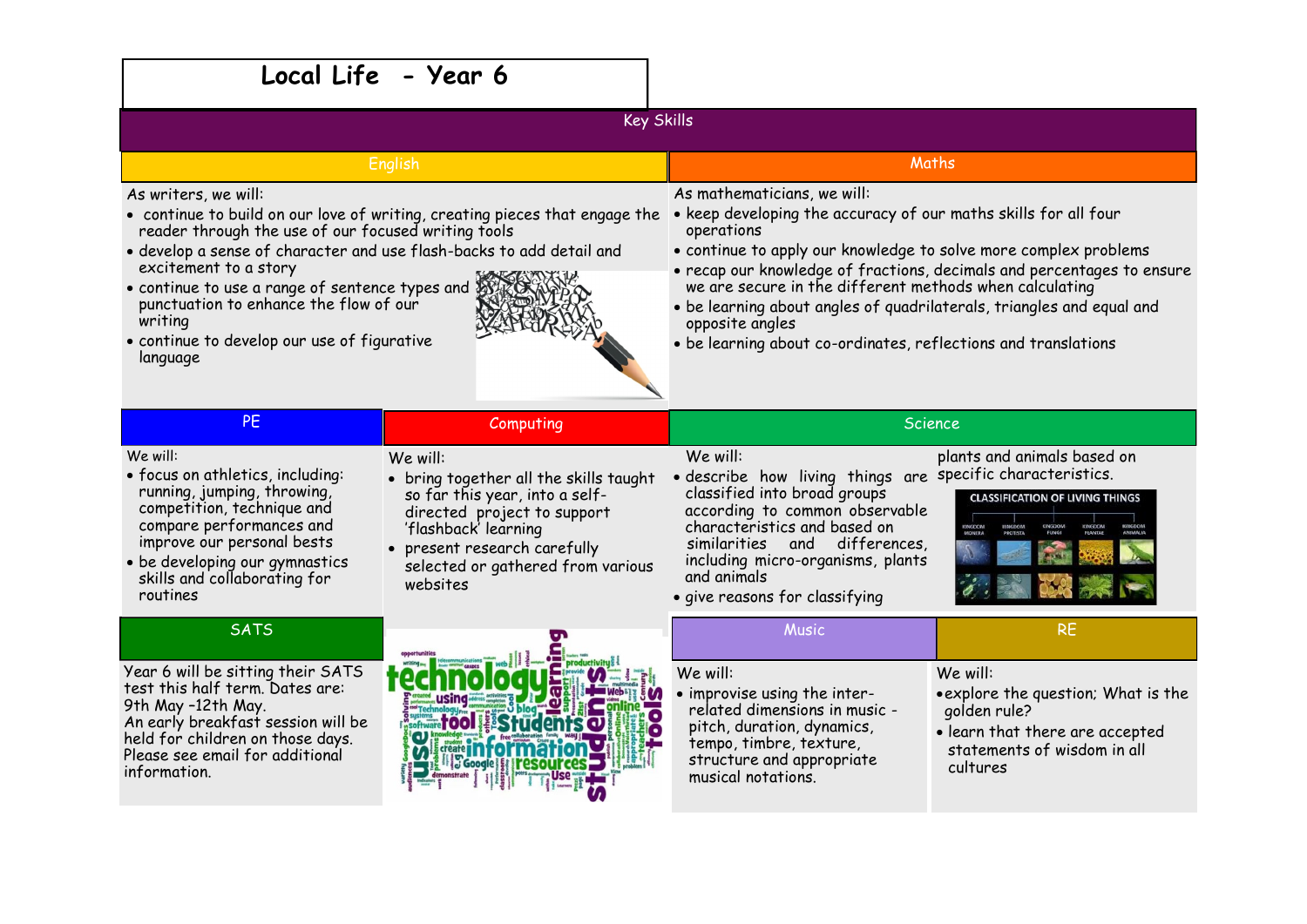# Local Life - Year 6

## Key Skills

### English

As writers, we will:

- continue to build on our love of writing, creating pieces that engage the reader through the use of our focused writing tools
- develop a sense of character and use flash-backs to add detail and excitement to a story
- continue to use a range of sentence types and punctuation to enhance the flow of our writing
- continue to develop our use of figurative language

### Maths

As mathematicians, we will:

- keep developing the accuracy of our maths skills for all four operations
- continue to apply our knowledge to solve more complex problems
- recap our knowledge of fractions, decimals and percentages to ensure we are secure in the different methods when calculating
- be learning about angles of quadrilaterals, triangles and equal and opposite angles
- be learning about co-ordinates, reflections and translations

### PE

We will:

- focus on athletics, including: running, jumping, throwing, competition, technique and compare performances and improve our personal bests
- be developing our gymnastics skills and collaborating for routines

### Computing

We will:

- bring together all the skills taught so far this year, into a self-directed project to support 'flashback' learning
- present research carefully selected or gathered from various websites

### Science

We will:

- describe how living things are classified into broad groups according to common observable characteristics and based on similarities and differences, including micro-organisms, plants and animals
- give reasons for classifying plants and animals based on specific characteristics.

CLASSIFICATION OF LIVING THINGS

KINGDOM MONERA, KINGDOM PROTISTA, KINGDOM FUNGI, KINGDOM PLANTAE, KINGDOM ANIMALIA

### SATS

Year 6 will be sitting their SATS test this half term. Dates are: 9th May –12th May.
An early breakfast session will be held for children on those days.
Please see email for additional information.

### Music

We will:

- improvise using the inter-related dimensions in music - pitch, duration, dynamics, tempo, timbre, texture, structure and appropriate musical notations.

### RE

We will:

- explore the question; What is the golden rule?
- learn that there are accepted statements of wisdom in all cultures